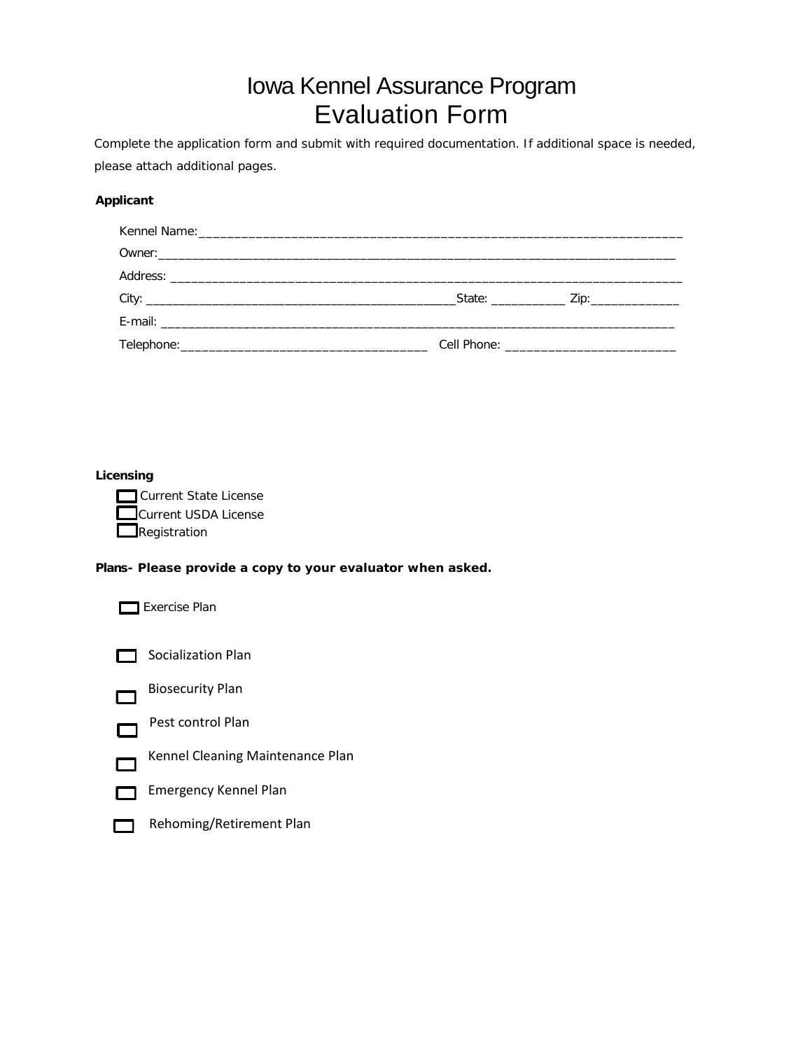# Iowa Kennel Assurance Program
# Evaluation Form

Complete the application form and submit with required documentation. If additional space is needed, please attach additional pages.

**Applicant**

Kennel Name:________________________________________________________________________

Owner:___________________________________________________________________________

Address: __________________________________________________________________________

City: ______________________________________________State: ___________ Zip:_____________

E-mail: ____________________________________________________________________________

Telephone:____________________________________ Cell Phone: _________________________

**Licensing**

- ☐ Current State License
- ☐ Current USDA License
- ☐ Registration

**Plans- Please provide a copy to your evaluator when asked.**

- ☐ Exercise Plan
- ☐ Socialization Plan
- ☐ Biosecurity Plan
- ☐ Pest control Plan
- ☐ Kennel Cleaning Maintenance Plan
- ☐ Emergency Kennel Plan
- ☐ Rehoming/Retirement Plan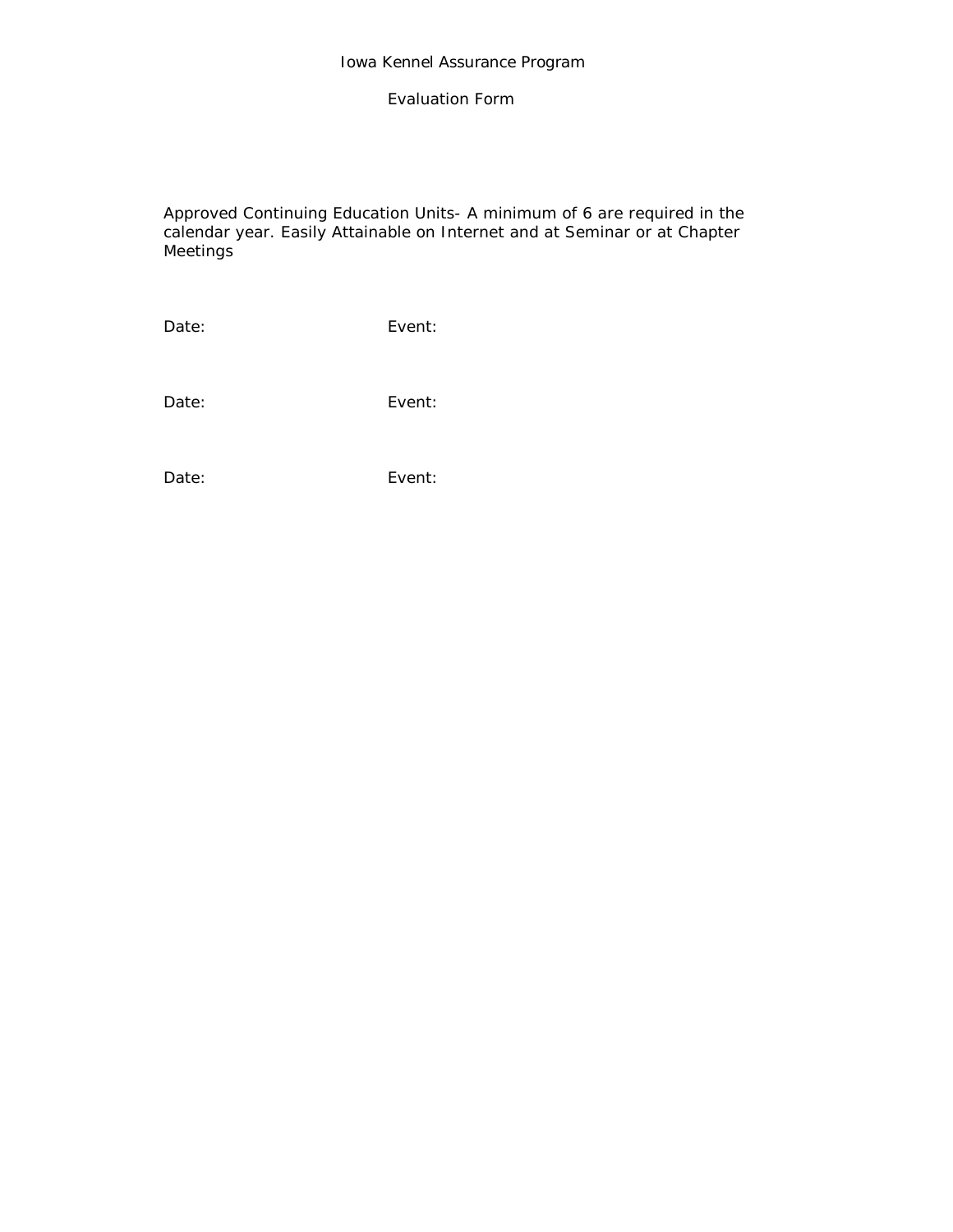# Iowa Kennel Assurance Program

## Evaluation Form

Approved Continuing Education Units- A minimum of 6 are required in the calendar year. Easily Attainable on Internet and at Seminar or at Chapter Meetings

Date: Event:

Date: Event:

Date: Event: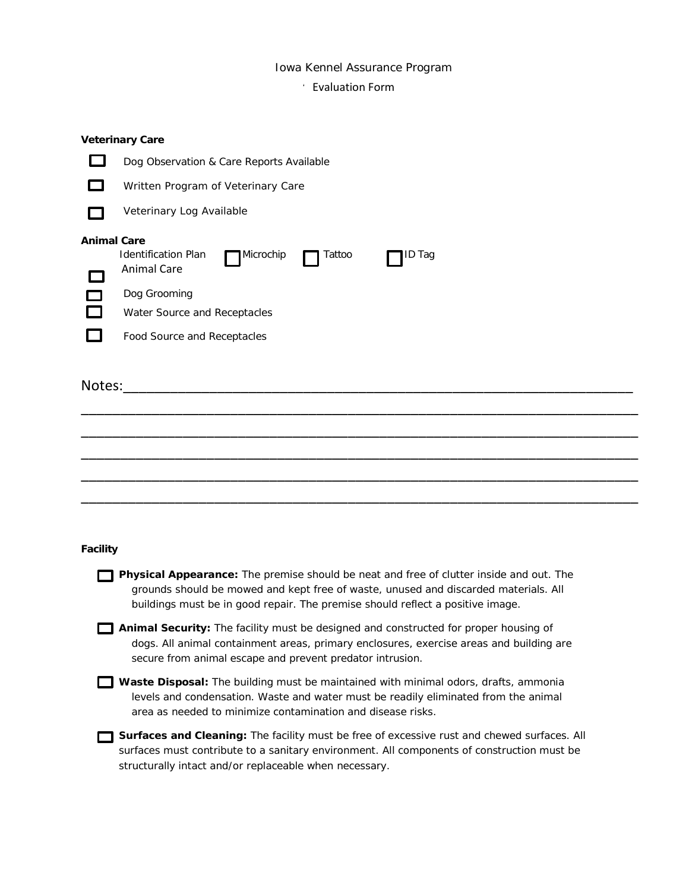Iowa Kennel Assurance Program

Evaluation Form

**Veterinary Care**

- ☐ Dog Observation & Care Reports Available
- ☐ Written Program of Veterinary Care
- ☐ Veterinary Log Available

**Animal Care**

Identification Plan ☐ Microchip ☐ Tattoo ☐ ID Tag

- ☐ Animal Care
- ☐ Dog Grooming
- ☐ Water Source and Receptacles
- ☐ Food Source and Receptacles

Notes:___________________________________________________________________________

______________________________________________________________________________________

______________________________________________________________________________________

______________________________________________________________________________________

______________________________________________________________________________________

______________________________________________________________________________________

**Facility**

- ☐ **Physical Appearance:** The premise should be neat and free of clutter inside and out. The grounds should be mowed and kept free of waste, unused and discarded materials. All buildings must be in good repair. The premise should reflect a positive image.
- ☐ **Animal Security:** The facility must be designed and constructed for proper housing of dogs. All animal containment areas, primary enclosures, exercise areas and building are secure from animal escape and prevent predator intrusion.
- ☐ **Waste Disposal:** The building must be maintained with minimal odors, drafts, ammonia levels and condensation. Waste and water must be readily eliminated from the animal area as needed to minimize contamination and disease risks.
- ☐ **Surfaces and Cleaning:** The facility must be free of excessive rust and chewed surfaces. All surfaces must contribute to a sanitary environment. All components of construction must be structurally intact and/or replaceable when necessary.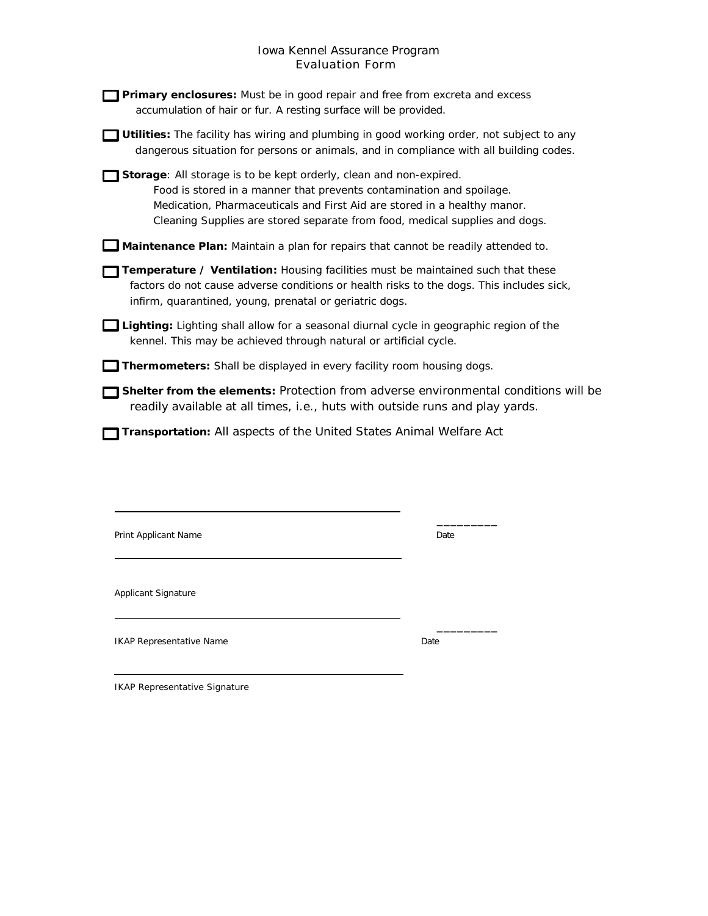Iowa Kennel Assurance Program
Evaluation Form

- [ ] **Primary enclosures:** Must be in good repair and free from excreta and excess accumulation of hair or fur. A resting surface will be provided.

- [ ] **Utilities:** The facility has wiring and plumbing in good working order, not subject to any dangerous situation for persons or animals, and in compliance with all building codes.

- [ ] **Storage**: All storage is to be kept orderly, clean and non-expired.
  Food is stored in a manner that prevents contamination and spoilage.
  Medication, Pharmaceuticals and First Aid are stored in a healthy manor.
  Cleaning Supplies are stored separate from food, medical supplies and dogs.

- [ ] **Maintenance Plan:** Maintain a plan for repairs that cannot be readily attended to.

- [ ] **Temperature / Ventilation:** Housing facilities must be maintained such that these factors do not cause adverse conditions or health risks to the dogs. This includes sick, infirm, quarantined, young, prenatal or geriatric dogs.

- [ ] **Lighting:** Lighting shall allow for a seasonal diurnal cycle in geographic region of the kennel. This may be achieved through natural or artificial cycle.

- [ ] **Thermometers:** Shall be displayed in every facility room housing dogs.

- [ ] **Shelter from the elements:** Protection from adverse environmental conditions will be readily available at all times, i.e., huts with outside runs and play yards.

- [ ] **Transportation:** All aspects of the United States Animal Welfare Act

\_\_\_\_\_\_\_\_\_\_\_\_\_\_\_\_\_\_\_\_\_\_\_\_\_\_\_\_\_\_\_\_\_\_\_\_\_\_ \_\_\_\_\_\_\_\_\_

Print Applicant Name Date

\_\_\_\_\_\_\_\_\_\_\_\_\_\_\_\_\_\_\_\_\_\_\_\_\_\_\_\_\_\_\_\_\_\_\_\_\_\_

Applicant Signature

\_\_\_\_\_\_\_\_\_\_\_\_\_\_\_\_\_\_\_\_\_\_\_\_\_\_\_\_\_\_\_\_\_\_\_\_\_\_ \_\_\_\_\_\_\_\_\_

IKAP Representative Name Date

\_\_\_\_\_\_\_\_\_\_\_\_\_\_\_\_\_\_\_\_\_\_\_\_\_\_\_\_\_\_\_\_\_\_\_\_\_\_

IKAP Representative Signature